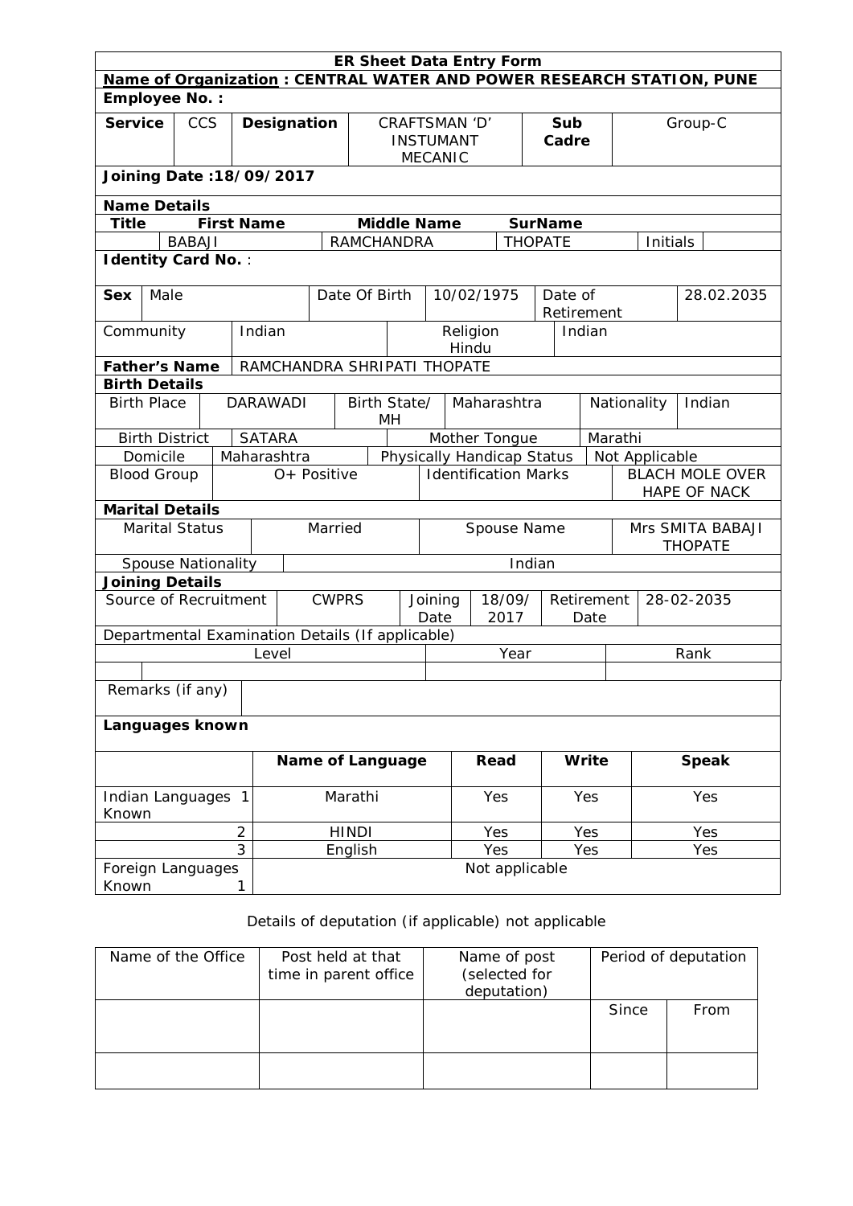## ER Sheet Data Entry Form

**Name of Organization : CENTRAL WATER AND POWER RESEARCH STATION, PUNE**

**Employee No. :**

| **Service** | CCS | **Designation** | CRAFTSMAN 'D' INSTUMANT MECANIC | **Sub Cadre** | Group-C |
|---|---|---|---|---|---|

**Joining Date :18/09/2017**

**Name Details**

| **Title** | **First Name** | **Middle Name** | **SurName** | | |
|---|---|---|---|---|---|
| | BABAJI | RAMCHANDRA | THOPATE | Initials | |

**Identity Card No.** :

| **Sex** | Male | Date Of Birth | 10/02/1975 | Date of Retirement | 28.02.2035 |
|---|---|---|---|---|---|
| Community | Indian | Religion Hindu | Indian | | |

| **Father's Name** | RAMCHANDRA SHRIPATI THOPATE |
|---|---|

**Birth Details**

| Birth Place | DARAWADI | Birth State/ MH | Maharashtra | Nationality | Indian |
|---|---|---|---|---|---|
| Birth District | SATARA | Mother Tongue | Marathi | | |
| Domicile | Maharashtra | Physically Handicap Status | Not Applicable | | |
| Blood Group | O+ Positive | Identification Marks | BLACH MOLE OVER HAPE OF NACK | | |

**Marital Details**

| Marital Status | Married | Spouse Name | Mrs SMITA BABAJI THOPATE |
|---|---|---|---|
| Spouse Nationality | Indian | | |

**Joining Details**

| Source of Recruitment | CWPRS | Joining Date | 18/09/2017 | Retirement Date | 28-02-2035 |
|---|---|---|---|---|---|

Departmental Examination Details (If applicable)

| Level | Year | Rank |
|---|---|---|
| | | |

| Remarks (if any) | |
|---|---|

**Languages known**

| | | **Name of Language** | **Read** | **Write** | **Speak** |
|---|---|---|---|---|---|
| Indian Languages Known | 1 | Marathi | Yes | Yes | Yes |
| | 2 | HINDI | Yes | Yes | Yes |
| | 3 | English | Yes | Yes | Yes |
| Foreign Languages Known | 1 | Not applicable | | | |

Details of deputation (if applicable) not applicable

| Name of the Office | Post held at that time in parent office | Name of post (selected for deputation) | Period of deputation | |
|---|---|---|---|---|
| | | | Since | From |
| | | | | |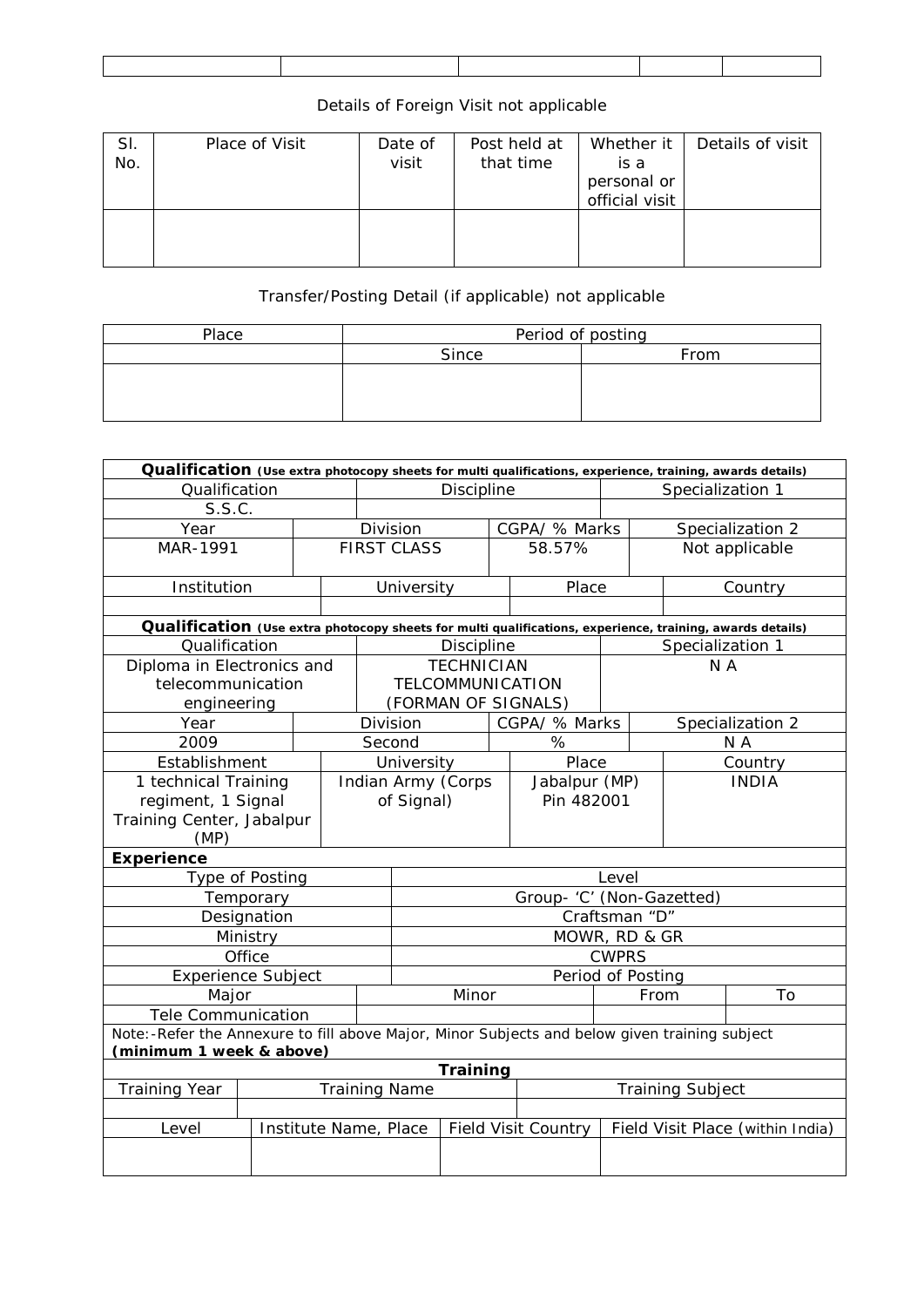| | | | | |
|---|---|---|---|---|
| | | | | |

Details of Foreign Visit not applicable

| Sl. No. | Place of Visit | Date of visit | Post held at that time | Whether it is a personal or official visit | Details of visit |
|---|---|---|---|---|---|
| | | | | | |

Transfer/Posting Detail (if applicable) not applicable

| Place | Period of posting | |
|---|---|---|
| | Since | From |
| | | |

**Qualification** **(Use extra photocopy sheets for multi qualifications, experience, training, awards details)**

| Qualification | Discipline | Specialization 1 |
|---|---|---|
| S.S.C. | | |

| Year | Division | CGPA/ % Marks | Specialization 2 |
|---|---|---|---|
| MAR-1991 | FIRST CLASS | 58.57% | Not applicable |

| Institution | University | Place | Country |
|---|---|---|---|
| | | | |

**Qualification** **(Use extra photocopy sheets for multi qualifications, experience, training, awards details)**

| Qualification | Discipline | Specialization 1 |
|---|---|---|
| Diploma in Electronics and telecommunication engineering | TECHNICIAN TELCOMMUNICATION (FORMAN OF SIGNALS) | N A |

| Year | Division | CGPA/ % Marks | Specialization 2 |
|---|---|---|---|
| 2009 | Second | % | N A |

| Establishment | University | Place | Country |
|---|---|---|---|
| 1 technical Training regiment, 1 Signal Training Center, Jabalpur (MP) | Indian Army (Corps of Signal) | Jabalpur (MP) Pin 482001 | INDIA |

**Experience**

| Type of Posting | Level |
|---|---|
| Temporary | Group- 'C' (Non-Gazetted) |
| Designation | Craftsman "D" |
| Ministry | MOWR, RD & GR |
| Office | CWPRS |
| Experience Subject | Period of Posting |

| Major | Minor | From | To |
|---|---|---|---|
| Tele Communication | | | |

Note:-Refer the Annexure to fill above Major, Minor Subjects and below given training subject **(minimum 1 week & above)**

**Training**

| Training Year | Training Name | Training Subject |
|---|---|---|
| | | |

| Level | Institute Name, Place | Field Visit Country | Field Visit Place (within India) |
|---|---|---|---|
| | | | |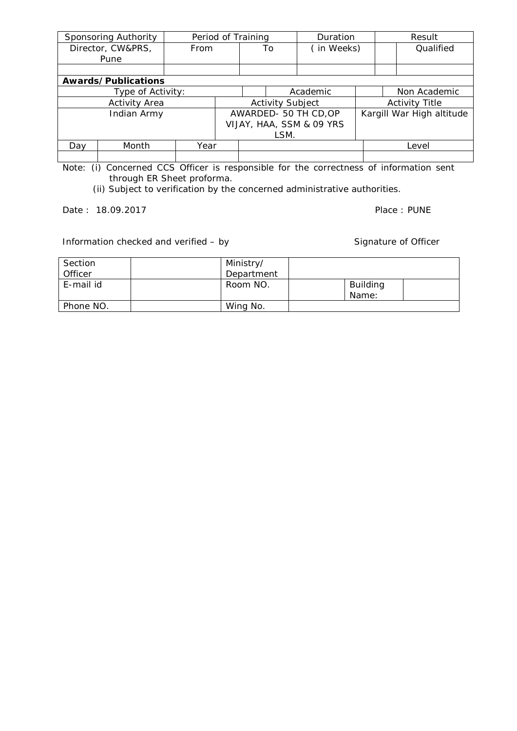| Sponsoring Authority | Period of Training | | Duration | Result | |
|---|---|---|---|---|---|
| Director, CW&PRS, Pune | From | To | ( in Weeks) | | Qualified |
| | | | | | |

**Awards/Publications**

| Type of Activity: | | Academic | | Non Academic |
|---|---|---|---|---|
| Activity Area | Activity Subject | | Activity Title | |
| Indian Army | AWARDED- 50 TH CD,OP VIJAY, HAA, SSM & 09 YRS LSM. | | Kargill War High altitude | |

| Day | Month | Year | | Level |
|---|---|---|---|---|
| | | | | |

Note: (i) Concerned CCS Officer is responsible for the correctness of information sent through ER Sheet proforma.

(ii) Subject to verification by the concerned administrative authorities.

Date : 18.09.2017

Place : PUNE

Information checked and verified – by

Signature of Officer

| Section Officer | | Ministry/ Department | | | |
|---|---|---|---|---|---|
| E-mail id | | Room NO. | | Building Name: | |
| Phone NO. | | Wing No. | | | |